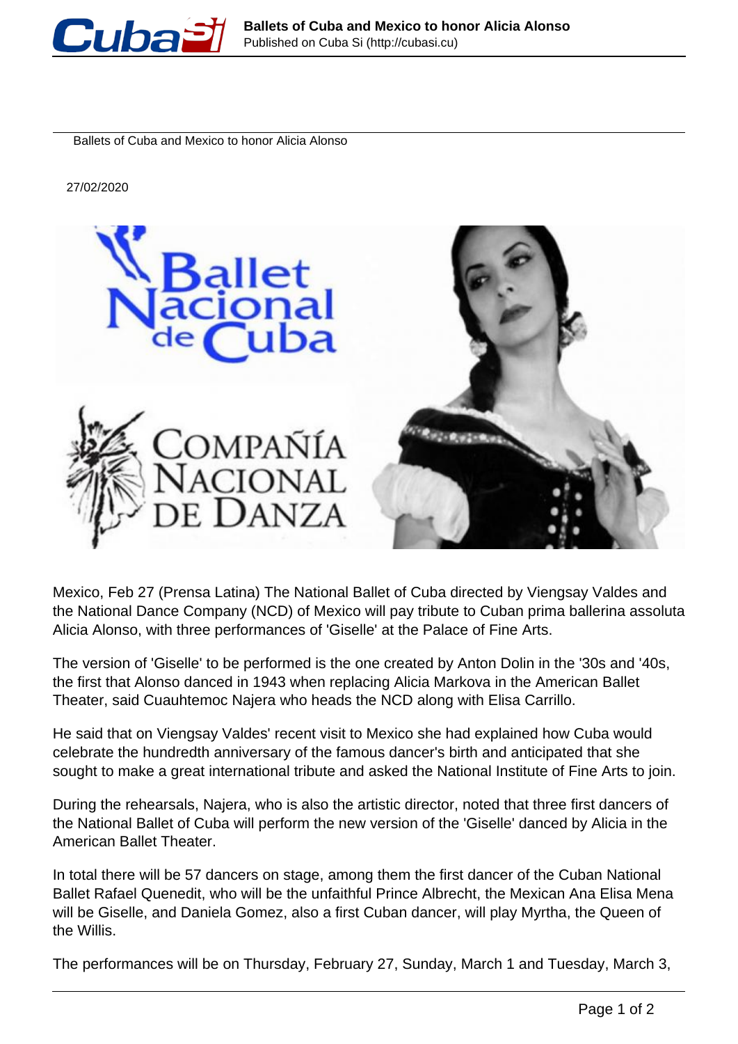Ballets of Cuba and Mexico to honor Alicia Alonso

27/02/2020

Mexico, Feb 27 (Prensa Latina) The National Ballet of Cuba directed by Viengsay Valdes and the National Dance Company (NCD) of Mexico will pay tribute to Cuban prima ballerina assoluta Alicia Alonso, with three performances of 'Giselle' at the Palace of Fine Arts.

The version of 'Giselle' to be performed is the one created by Anton Dolin in the '30s and '40s, the first that Alonso danced in 1943 when replacing Alicia Markova in the American Ballet Theater, said Cuauhtemoc Najera who heads the NCD along with Elisa Carrillo.

He said that on Viengsay Valdes' recent visit to Mexico she had explained how Cuba would celebrate the hundredth anniversary of the famous dancer's birth and anticipated that she sought to make a great international tribute and asked the National Institute of Fine Arts to join.

During the rehearsals, Najera, who is also the artistic director, noted that three first dancers of the National Ballet of Cuba will perform the new version of the 'Giselle' danced by Alicia in the American Ballet Theater.

In total there will be 57 dancers on stage, among them the first dancer of the Cuban National Ballet Rafael Quenedit, who will be the unfaithful Prince Albrecht, the Mexican Ana Elisa Mena will be Giselle, and Daniela Gomez, also a first Cuban dancer, will play Myrtha, the Queen of the Willis.

The performances will be on Thursday, February 27, Sunday, March 1 and Tuesday, March 3,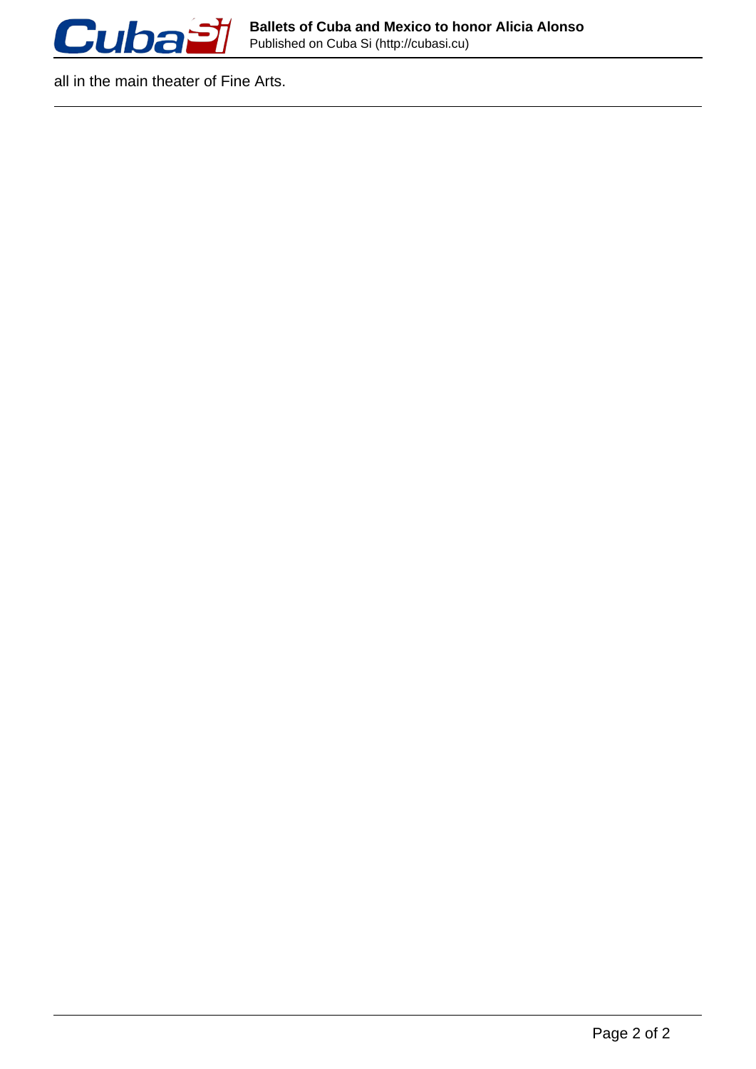all in the main theater of Fine Arts.